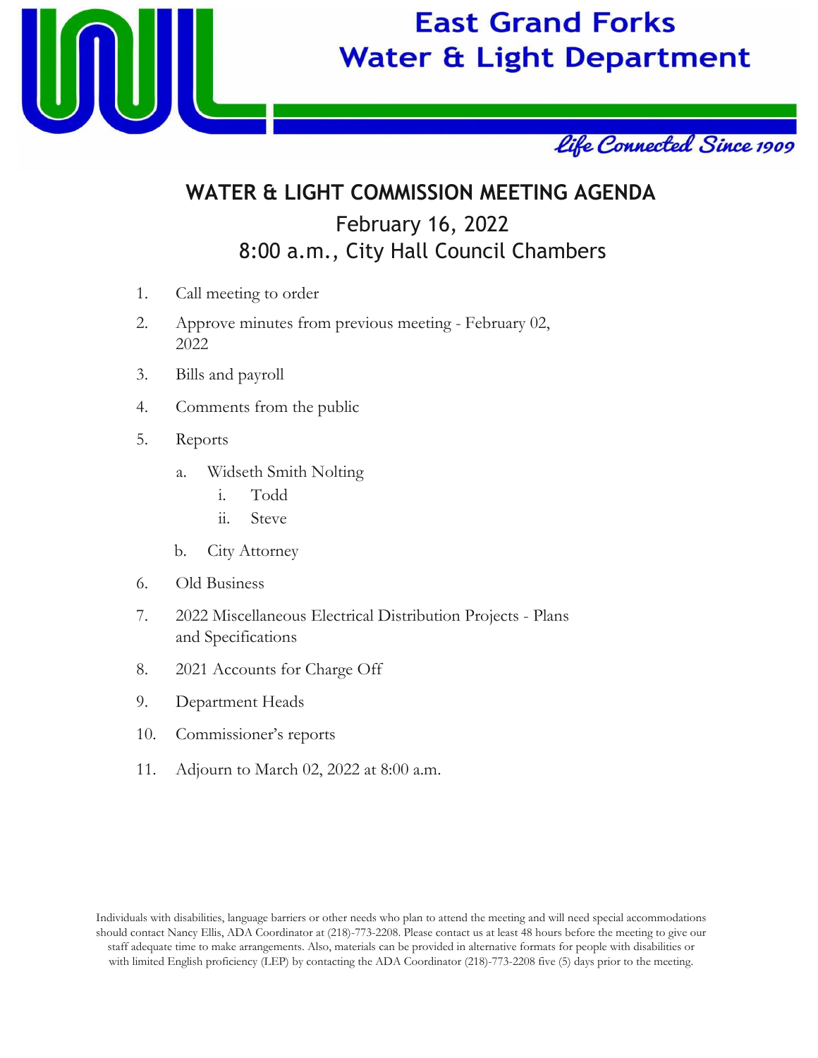East Grand Forks
Water & Light Department

*Life Connected Since 1909*

# WATER & LIGHT COMMISSION MEETING AGENDA

February 16, 2022
8:00 a.m., City Hall Council Chambers

1. Call meeting to order
2. Approve minutes from previous meeting - February 02, 2022
3. Bills and payroll
4. Comments from the public
5. Reports
   a. Widseth Smith Nolting
      i. Todd
      ii. Steve
   b. City Attorney
6. Old Business
7. 2022 Miscellaneous Electrical Distribution Projects - Plans and Specifications
8. 2021 Accounts for Charge Off
9. Department Heads
10. Commissioner's reports
11. Adjourn to March 02, 2022 at 8:00 a.m.

Individuals with disabilities, language barriers or other needs who plan to attend the meeting and will need special accommodations should contact Nancy Ellis, ADA Coordinator at (218)-773-2208. Please contact us at least 48 hours before the meeting to give our staff adequate time to make arrangements. Also, materials can be provided in alternative formats for people with disabilities or with limited English proficiency (LEP) by contacting the ADA Coordinator (218)-773-2208 five (5) days prior to the meeting.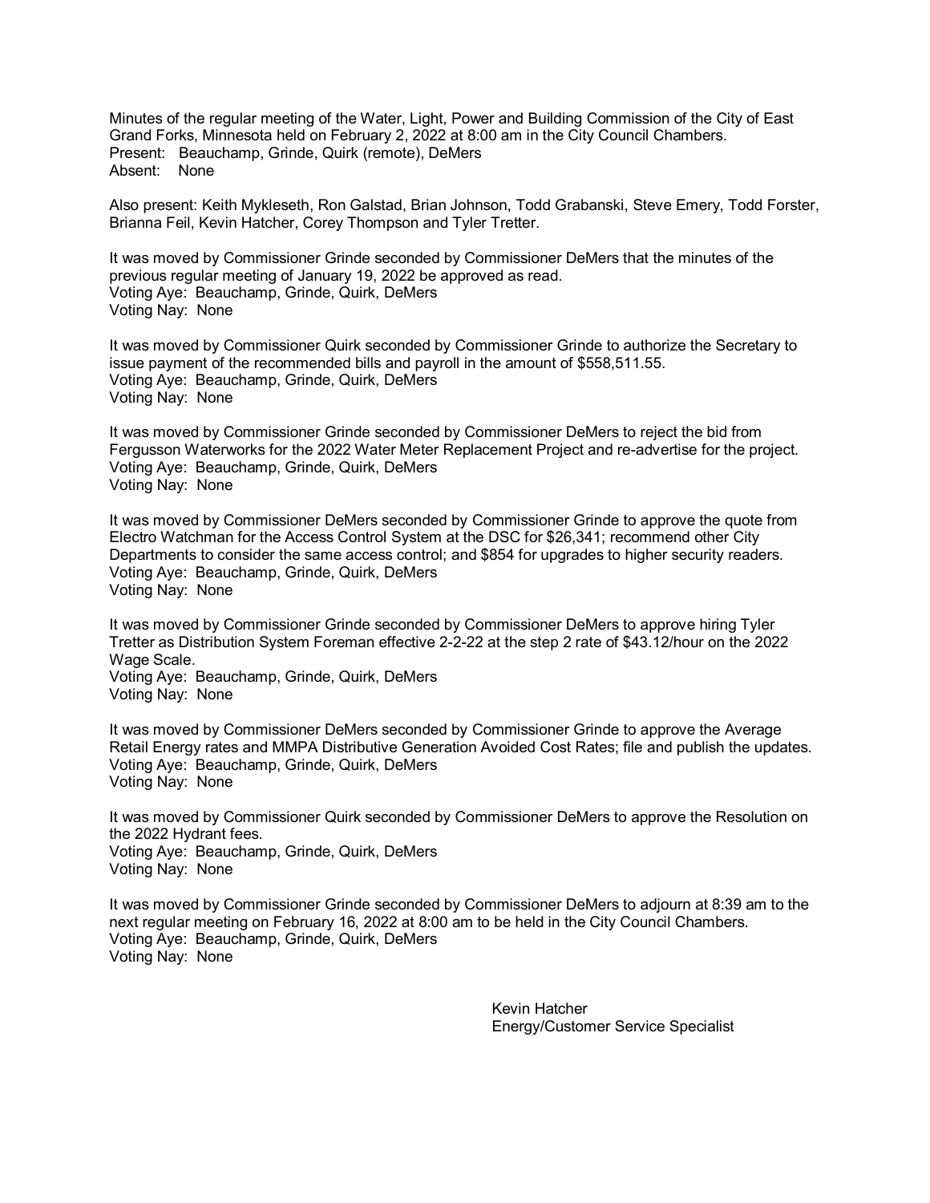Minutes of the regular meeting of the Water, Light, Power and Building Commission of the City of East Grand Forks, Minnesota held on February 2, 2022 at 8:00 am in the City Council Chambers.
Present: Beauchamp, Grinde, Quirk (remote), DeMers
Absent: None

Also present: Keith Mykleseth, Ron Galstad, Brian Johnson, Todd Grabanski, Steve Emery, Todd Forster, Brianna Feil, Kevin Hatcher, Corey Thompson and Tyler Tretter.

It was moved by Commissioner Grinde seconded by Commissioner DeMers that the minutes of the previous regular meeting of January 19, 2022 be approved as read.
Voting Aye: Beauchamp, Grinde, Quirk, DeMers
Voting Nay: None

It was moved by Commissioner Quirk seconded by Commissioner Grinde to authorize the Secretary to issue payment of the recommended bills and payroll in the amount of $558,511.55.
Voting Aye: Beauchamp, Grinde, Quirk, DeMers
Voting Nay: None

It was moved by Commissioner Grinde seconded by Commissioner DeMers to reject the bid from Fergusson Waterworks for the 2022 Water Meter Replacement Project and re-advertise for the project.
Voting Aye: Beauchamp, Grinde, Quirk, DeMers
Voting Nay: None

It was moved by Commissioner DeMers seconded by Commissioner Grinde to approve the quote from Electro Watchman for the Access Control System at the DSC for $26,341; recommend other City Departments to consider the same access control; and $854 for upgrades to higher security readers.
Voting Aye: Beauchamp, Grinde, Quirk, DeMers
Voting Nay: None

It was moved by Commissioner Grinde seconded by Commissioner DeMers to approve hiring Tyler Tretter as Distribution System Foreman effective 2-2-22 at the step 2 rate of $43.12/hour on the 2022 Wage Scale.
Voting Aye: Beauchamp, Grinde, Quirk, DeMers
Voting Nay: None

It was moved by Commissioner DeMers seconded by Commissioner Grinde to approve the Average Retail Energy rates and MMPA Distributive Generation Avoided Cost Rates; file and publish the updates.
Voting Aye: Beauchamp, Grinde, Quirk, DeMers
Voting Nay: None

It was moved by Commissioner Quirk seconded by Commissioner DeMers to approve the Resolution on the 2022 Hydrant fees.
Voting Aye: Beauchamp, Grinde, Quirk, DeMers
Voting Nay: None

It was moved by Commissioner Grinde seconded by Commissioner DeMers to adjourn at 8:39 am to the next regular meeting on February 16, 2022 at 8:00 am to be held in the City Council Chambers.
Voting Aye: Beauchamp, Grinde, Quirk, DeMers
Voting Nay: None

Kevin Hatcher
Energy/Customer Service Specialist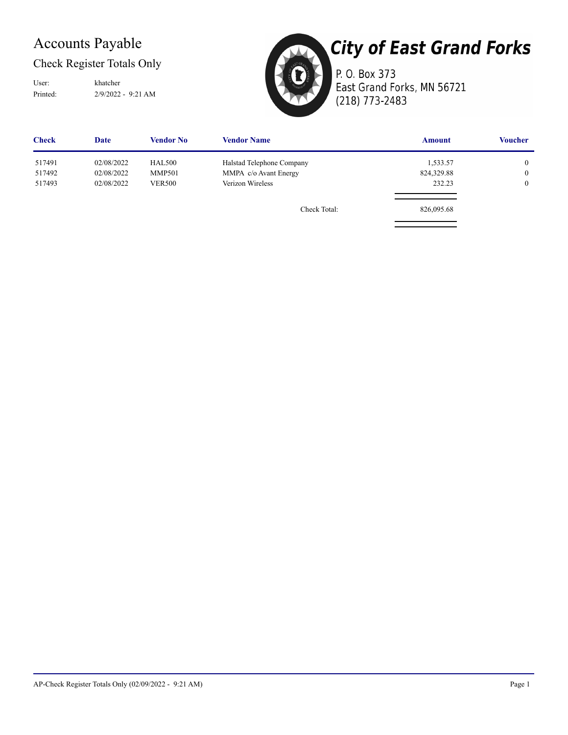# Accounts Payable

## Check Register Totals Only

User: khatcher
Printed: 2/9/2022 - 9:21 AM

**City of East Grand Forks**
P. O. Box 373
East Grand Forks, MN 56721
(218) 773-2483

| Check | Date | Vendor No | Vendor Name | Amount | Voucher |
|---|---|---|---|---|---|
| 517491 | 02/08/2022 | HAL500 | Halstad Telephone Company | 1,533.57 | 0 |
| 517492 | 02/08/2022 | MMP501 | MMPA c/o Avant Energy | 824,329.88 | 0 |
| 517493 | 02/08/2022 | VER500 | Verizon Wireless | 232.23 | 0 |
| | | | Check Total: | 826,095.68 | |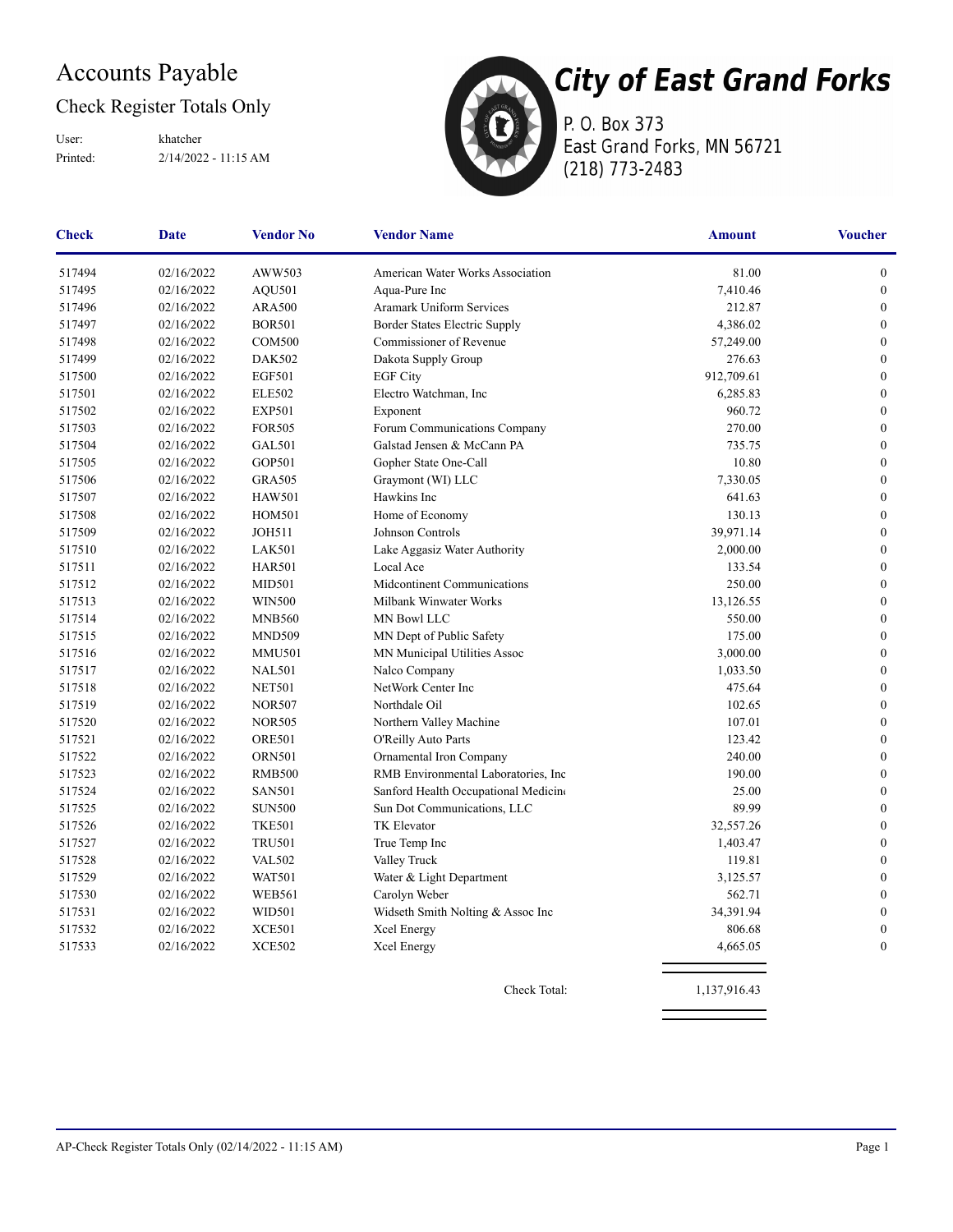# Accounts Payable

## Check Register Totals Only

User: khatcher
Printed: 2/14/2022 - 11:15 AM

**City of East Grand Forks**
P. O. Box 373
East Grand Forks, MN 56721
(218) 773-2483

| Check | Date | Vendor No | Vendor Name | Amount | Voucher |
|---|---|---|---|---|---|
| 517494 | 02/16/2022 | AWW503 | American Water Works Association | 81.00 | 0 |
| 517495 | 02/16/2022 | AQU501 | Aqua-Pure Inc | 7,410.46 | 0 |
| 517496 | 02/16/2022 | ARA500 | Aramark Uniform Services | 212.87 | 0 |
| 517497 | 02/16/2022 | BOR501 | Border States Electric Supply | 4,386.02 | 0 |
| 517498 | 02/16/2022 | COM500 | Commissioner of Revenue | 57,249.00 | 0 |
| 517499 | 02/16/2022 | DAK502 | Dakota Supply Group | 276.63 | 0 |
| 517500 | 02/16/2022 | EGF501 | EGF City | 912,709.61 | 0 |
| 517501 | 02/16/2022 | ELE502 | Electro Watchman, Inc | 6,285.83 | 0 |
| 517502 | 02/16/2022 | EXP501 | Exponent | 960.72 | 0 |
| 517503 | 02/16/2022 | FOR505 | Forum Communications Company | 270.00 | 0 |
| 517504 | 02/16/2022 | GAL501 | Galstad Jensen & McCann PA | 735.75 | 0 |
| 517505 | 02/16/2022 | GOP501 | Gopher State One-Call | 10.80 | 0 |
| 517506 | 02/16/2022 | GRA505 | Graymont (WI) LLC | 7,330.05 | 0 |
| 517507 | 02/16/2022 | HAW501 | Hawkins Inc | 641.63 | 0 |
| 517508 | 02/16/2022 | HOM501 | Home of Economy | 130.13 | 0 |
| 517509 | 02/16/2022 | JOH511 | Johnson Controls | 39,971.14 | 0 |
| 517510 | 02/16/2022 | LAK501 | Lake Aggasiz Water Authority | 2,000.00 | 0 |
| 517511 | 02/16/2022 | HAR501 | Local Ace | 133.54 | 0 |
| 517512 | 02/16/2022 | MID501 | Midcontinent Communications | 250.00 | 0 |
| 517513 | 02/16/2022 | WIN500 | Milbank Winwater Works | 13,126.55 | 0 |
| 517514 | 02/16/2022 | MNB560 | MN Bowl LLC | 550.00 | 0 |
| 517515 | 02/16/2022 | MND509 | MN Dept of Public Safety | 175.00 | 0 |
| 517516 | 02/16/2022 | MMU501 | MN Municipal Utilities Assoc | 3,000.00 | 0 |
| 517517 | 02/16/2022 | NAL501 | Nalco Company | 1,033.50 | 0 |
| 517518 | 02/16/2022 | NET501 | NetWork Center Inc | 475.64 | 0 |
| 517519 | 02/16/2022 | NOR507 | Northdale Oil | 102.65 | 0 |
| 517520 | 02/16/2022 | NOR505 | Northern Valley Machine | 107.01 | 0 |
| 517521 | 02/16/2022 | ORE501 | O'Reilly Auto Parts | 123.42 | 0 |
| 517522 | 02/16/2022 | ORN501 | Ornamental Iron Company | 240.00 | 0 |
| 517523 | 02/16/2022 | RMB500 | RMB Environmental Laboratories, Inc | 190.00 | 0 |
| 517524 | 02/16/2022 | SAN501 | Sanford Health Occupational Medicin | 25.00 | 0 |
| 517525 | 02/16/2022 | SUN500 | Sun Dot Communications, LLC | 89.99 | 0 |
| 517526 | 02/16/2022 | TKE501 | TK Elevator | 32,557.26 | 0 |
| 517527 | 02/16/2022 | TRU501 | True Temp Inc | 1,403.47 | 0 |
| 517528 | 02/16/2022 | VAL502 | Valley Truck | 119.81 | 0 |
| 517529 | 02/16/2022 | WAT501 | Water & Light Department | 3,125.57 | 0 |
| 517530 | 02/16/2022 | WEB561 | Carolyn Weber | 562.71 | 0 |
| 517531 | 02/16/2022 | WID501 | Widseth Smith Nolting & Assoc Inc | 34,391.94 | 0 |
| 517532 | 02/16/2022 | XCE501 | Xcel Energy | 806.68 | 0 |
| 517533 | 02/16/2022 | XCE502 | Xcel Energy | 4,665.05 | 0 |
| | | | Check Total: | 1,137,916.43 | |

AP-Check Register Totals Only (02/14/2022 - 11:15 AM)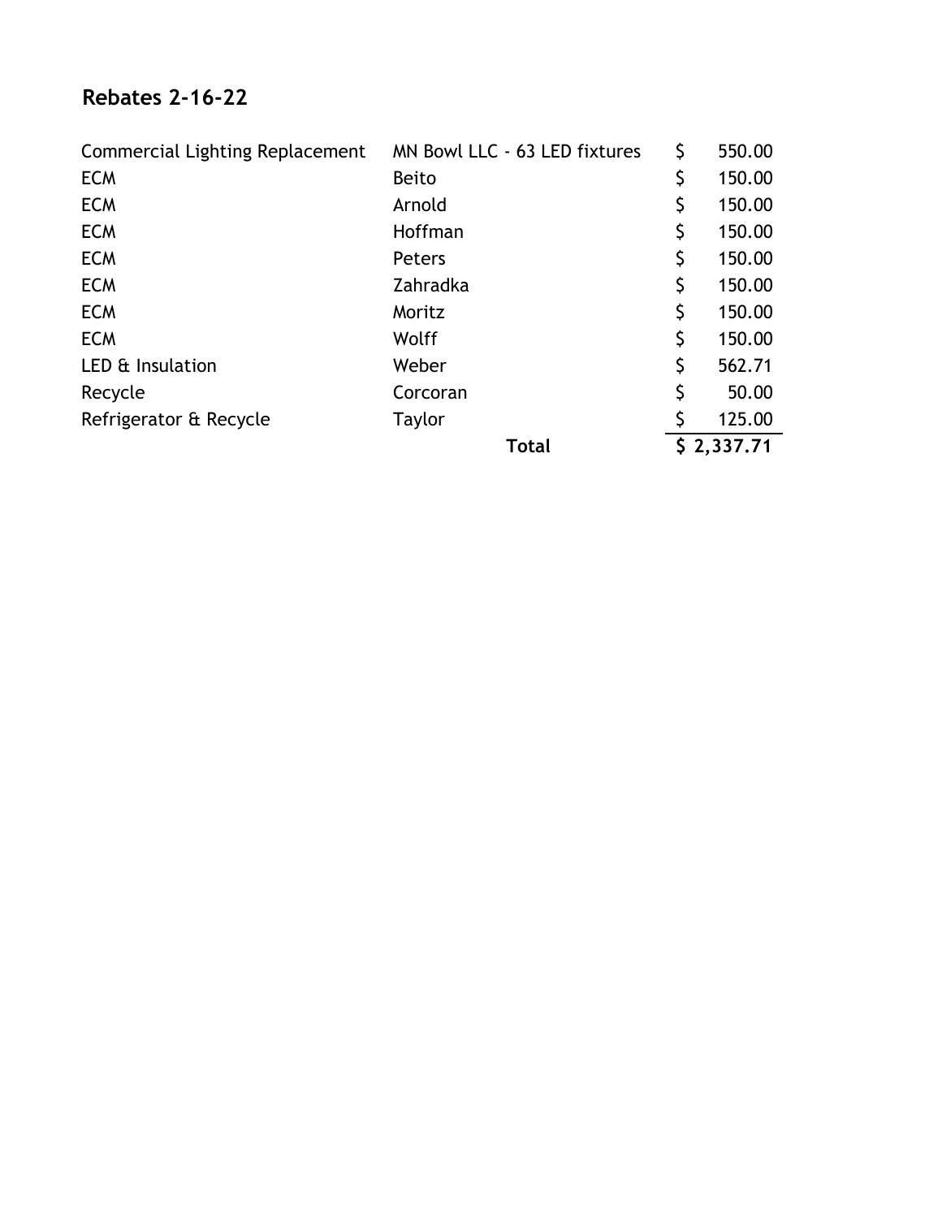## Rebates 2-16-22

| | | |
|---|---|---|
| Commercial Lighting Replacement | MN Bowl LLC - 63 LED fixtures | $ 550.00 |
| ECM | Beito | $ 150.00 |
| ECM | Arnold | $ 150.00 |
| ECM | Hoffman | $ 150.00 |
| ECM | Peters | $ 150.00 |
| ECM | Zahradka | $ 150.00 |
| ECM | Moritz | $ 150.00 |
| ECM | Wolff | $ 150.00 |
| LED & Insulation | Weber | $ 562.71 |
| Recycle | Corcoran | $ 50.00 |
| Refrigerator & Recycle | Taylor | $ 125.00 |
| | **Total** | **$ 2,337.71** |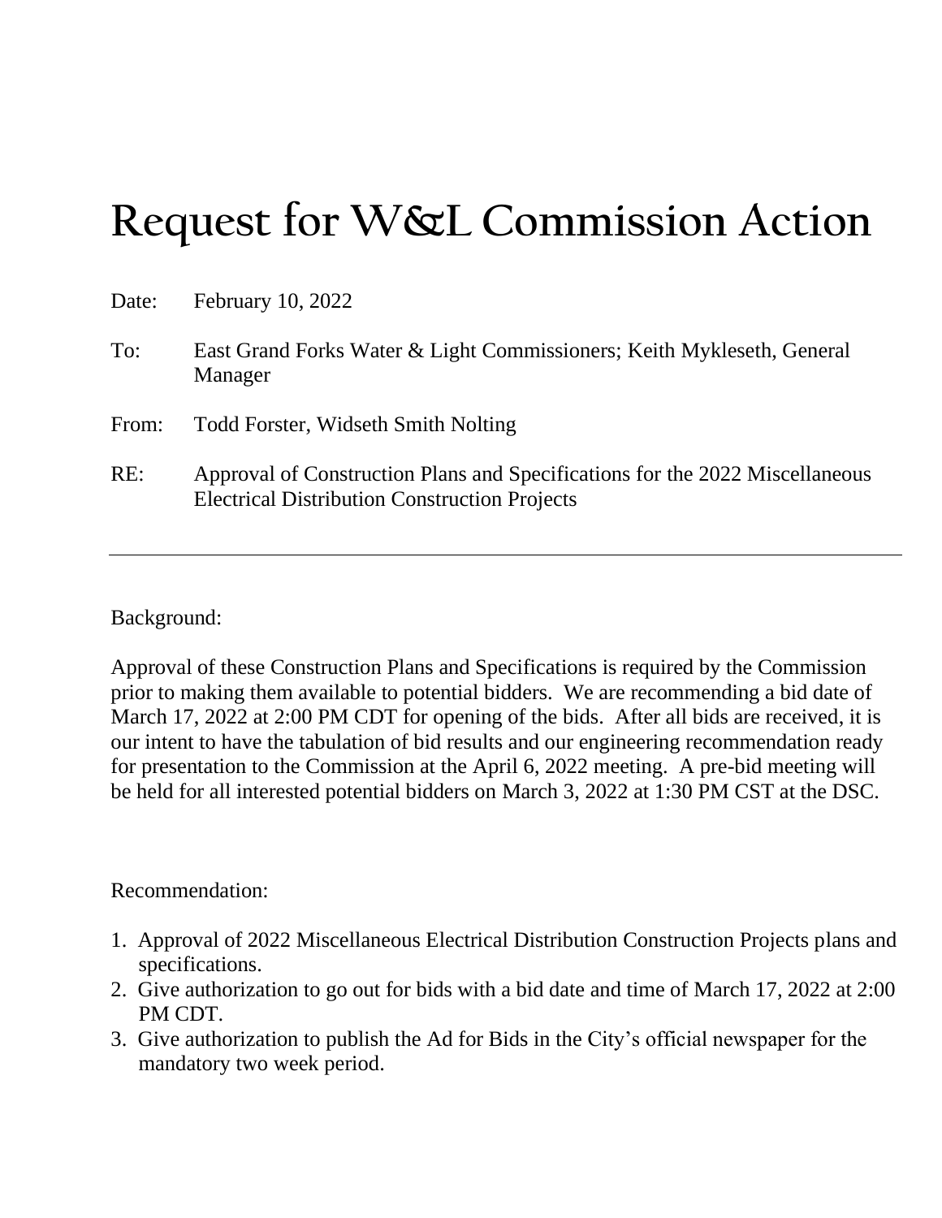# Request for W&L Commission Action

Date: February 10, 2022

To: East Grand Forks Water & Light Commissioners; Keith Mykleseth, General Manager

From: Todd Forster, Widseth Smith Nolting

RE: Approval of Construction Plans and Specifications for the 2022 Miscellaneous Electrical Distribution Construction Projects

---

Background:

Approval of these Construction Plans and Specifications is required by the Commission prior to making them available to potential bidders. We are recommending a bid date of March 17, 2022 at 2:00 PM CDT for opening of the bids. After all bids are received, it is our intent to have the tabulation of bid results and our engineering recommendation ready for presentation to the Commission at the April 6, 2022 meeting. A pre-bid meeting will be held for all interested potential bidders on March 3, 2022 at 1:30 PM CST at the DSC.

Recommendation:

1. Approval of 2022 Miscellaneous Electrical Distribution Construction Projects plans and specifications.
2. Give authorization to go out for bids with a bid date and time of March 17, 2022 at 2:00 PM CDT.
3. Give authorization to publish the Ad for Bids in the City's official newspaper for the mandatory two week period.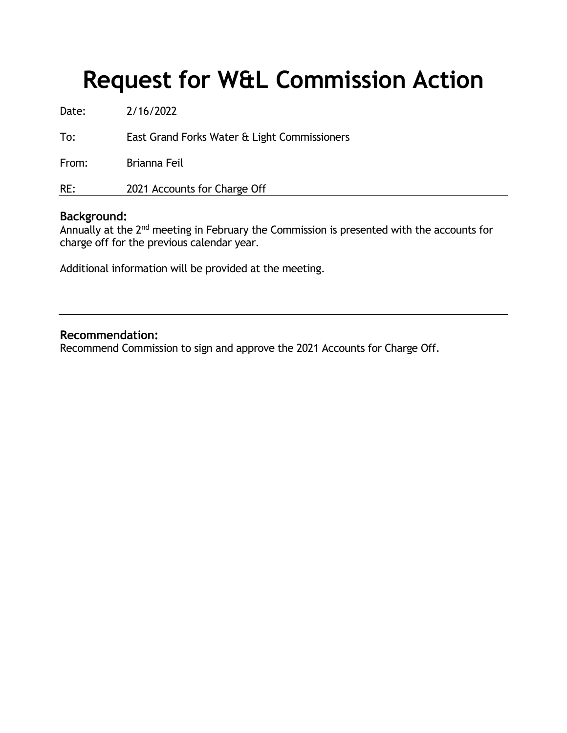# Request for W&L Commission Action

Date: 2/16/2022

To: East Grand Forks Water & Light Commissioners

From: Brianna Feil

RE: 2021 Accounts for Charge Off

---

**Background:**

Annually at the 2nd meeting in February the Commission is presented with the accounts for charge off for the previous calendar year.

Additional information will be provided at the meeting.

---

**Recommendation:**

Recommend Commission to sign and approve the 2021 Accounts for Charge Off.